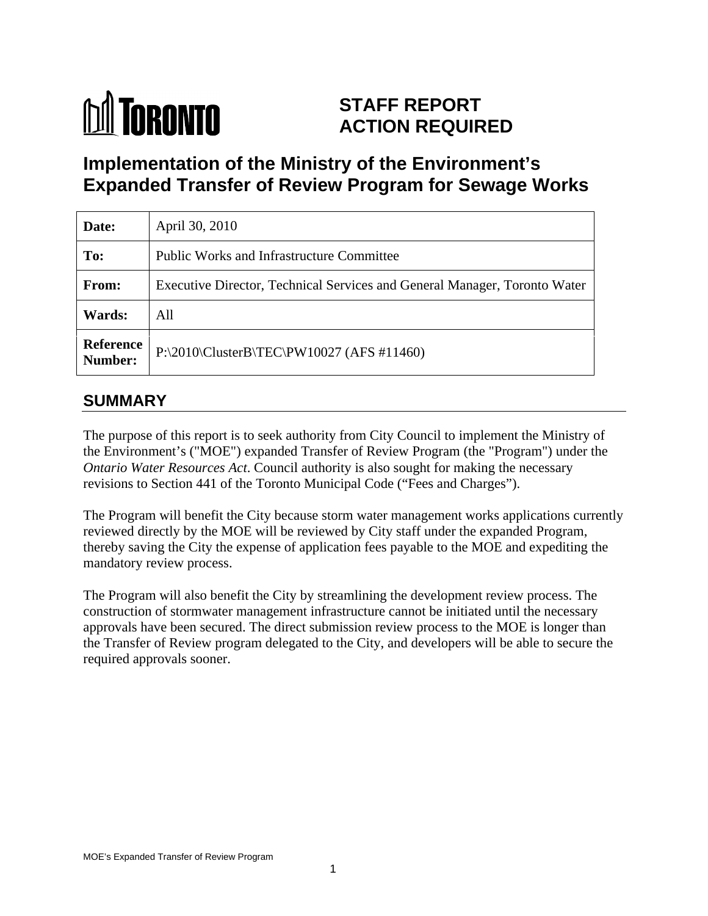TORONTO

# STAFF REPORT ACTION REQUIRED

# Implementation of the Ministry of the Environment's Expanded Transfer of Review Program for Sewage Works

| | |
|---|---|
| **Date:** | April 30, 2010 |
| **To:** | Public Works and Infrastructure Committee |
| **From:** | Executive Director, Technical Services and General Manager, Toronto Water |
| **Wards:** | All |
| **Reference Number:** | P:\2010\ClusterB\TEC\PW10027 (AFS #11460) |

## SUMMARY

The purpose of this report is to seek authority from City Council to implement the Ministry of the Environment's ("MOE") expanded Transfer of Review Program (the "Program") under the *Ontario Water Resources Act*. Council authority is also sought for making the necessary revisions to Section 441 of the Toronto Municipal Code ("Fees and Charges").

The Program will benefit the City because storm water management works applications currently reviewed directly by the MOE will be reviewed by City staff under the expanded Program, thereby saving the City the expense of application fees payable to the MOE and expediting the mandatory review process.

The Program will also benefit the City by streamlining the development review process. The construction of stormwater management infrastructure cannot be initiated until the necessary approvals have been secured. The direct submission review process to the MOE is longer than the Transfer of Review program delegated to the City, and developers will be able to secure the required approvals sooner.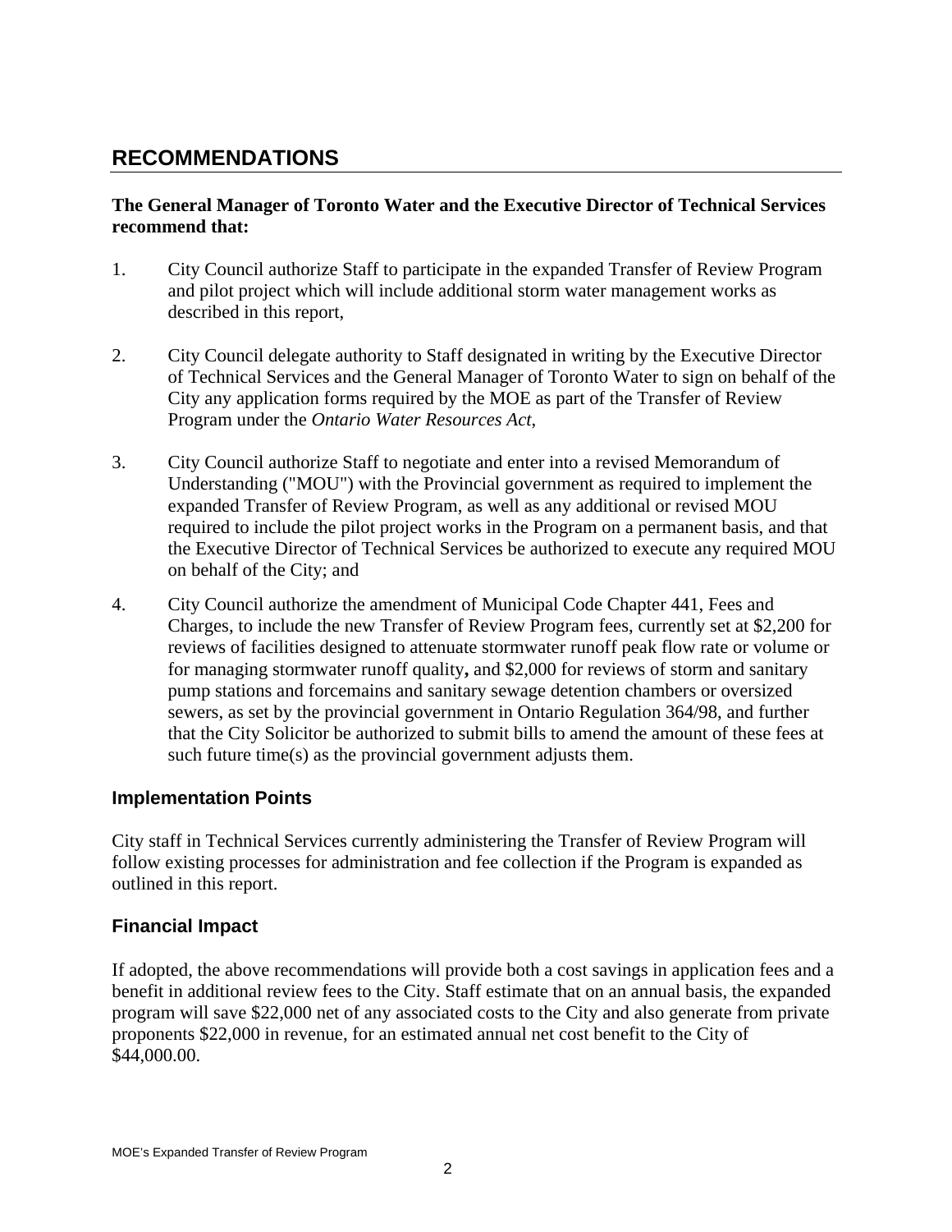## RECOMMENDATIONS

**The General Manager of Toronto Water and the Executive Director of Technical Services recommend that:**

1. City Council authorize Staff to participate in the expanded Transfer of Review Program and pilot project which will include additional storm water management works as described in this report,

2. City Council delegate authority to Staff designated in writing by the Executive Director of Technical Services and the General Manager of Toronto Water to sign on behalf of the City any application forms required by the MOE as part of the Transfer of Review Program under the *Ontario Water Resources Act*,

3. City Council authorize Staff to negotiate and enter into a revised Memorandum of Understanding ("MOU") with the Provincial government as required to implement the expanded Transfer of Review Program, as well as any additional or revised MOU required to include the pilot project works in the Program on a permanent basis, and that the Executive Director of Technical Services be authorized to execute any required MOU on behalf of the City; and

4. City Council authorize the amendment of Municipal Code Chapter 441, Fees and Charges, to include the new Transfer of Review Program fees, currently set at $2,200 for reviews of facilities designed to attenuate stormwater runoff peak flow rate or volume or for managing stormwater runoff quality**,** and $2,000 for reviews of storm and sanitary pump stations and forcemains and sanitary sewage detention chambers or oversized sewers, as set by the provincial government in Ontario Regulation 364/98, and further that the City Solicitor be authorized to submit bills to amend the amount of these fees at such future time(s) as the provincial government adjusts them.

### Implementation Points

City staff in Technical Services currently administering the Transfer of Review Program will follow existing processes for administration and fee collection if the Program is expanded as outlined in this report.

### Financial Impact

If adopted, the above recommendations will provide both a cost savings in application fees and a benefit in additional review fees to the City. Staff estimate that on an annual basis, the expanded program will save $22,000 net of any associated costs to the City and also generate from private proponents $22,000 in revenue, for an estimated annual net cost benefit to the City of $44,000.00.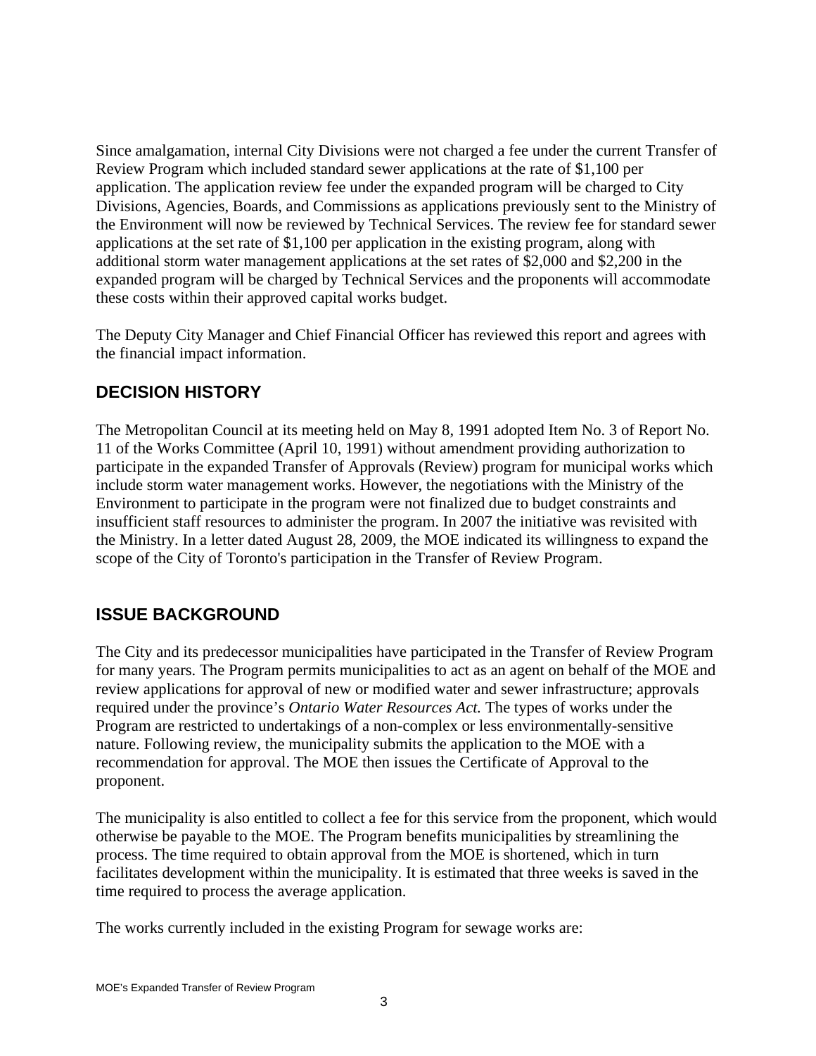Since amalgamation, internal City Divisions were not charged a fee under the current Transfer of Review Program which included standard sewer applications at the rate of $1,100 per application. The application review fee under the expanded program will be charged to City Divisions, Agencies, Boards, and Commissions as applications previously sent to the Ministry of the Environment will now be reviewed by Technical Services. The review fee for standard sewer applications at the set rate of $1,100 per application in the existing program, along with additional storm water management applications at the set rates of $2,000 and $2,200 in the expanded program will be charged by Technical Services and the proponents will accommodate these costs within their approved capital works budget.

The Deputy City Manager and Chief Financial Officer has reviewed this report and agrees with the financial impact information.

## DECISION HISTORY

The Metropolitan Council at its meeting held on May 8, 1991 adopted Item No. 3 of Report No. 11 of the Works Committee (April 10, 1991) without amendment providing authorization to participate in the expanded Transfer of Approvals (Review) program for municipal works which include storm water management works. However, the negotiations with the Ministry of the Environment to participate in the program were not finalized due to budget constraints and insufficient staff resources to administer the program. In 2007 the initiative was revisited with the Ministry. In a letter dated August 28, 2009, the MOE indicated its willingness to expand the scope of the City of Toronto's participation in the Transfer of Review Program.

## ISSUE BACKGROUND

The City and its predecessor municipalities have participated in the Transfer of Review Program for many years. The Program permits municipalities to act as an agent on behalf of the MOE and review applications for approval of new or modified water and sewer infrastructure; approvals required under the province's *Ontario Water Resources Act.* The types of works under the Program are restricted to undertakings of a non-complex or less environmentally-sensitive nature. Following review, the municipality submits the application to the MOE with a recommendation for approval. The MOE then issues the Certificate of Approval to the proponent.

The municipality is also entitled to collect a fee for this service from the proponent, which would otherwise be payable to the MOE. The Program benefits municipalities by streamlining the process. The time required to obtain approval from the MOE is shortened, which in turn facilitates development within the municipality. It is estimated that three weeks is saved in the time required to process the average application.

The works currently included in the existing Program for sewage works are: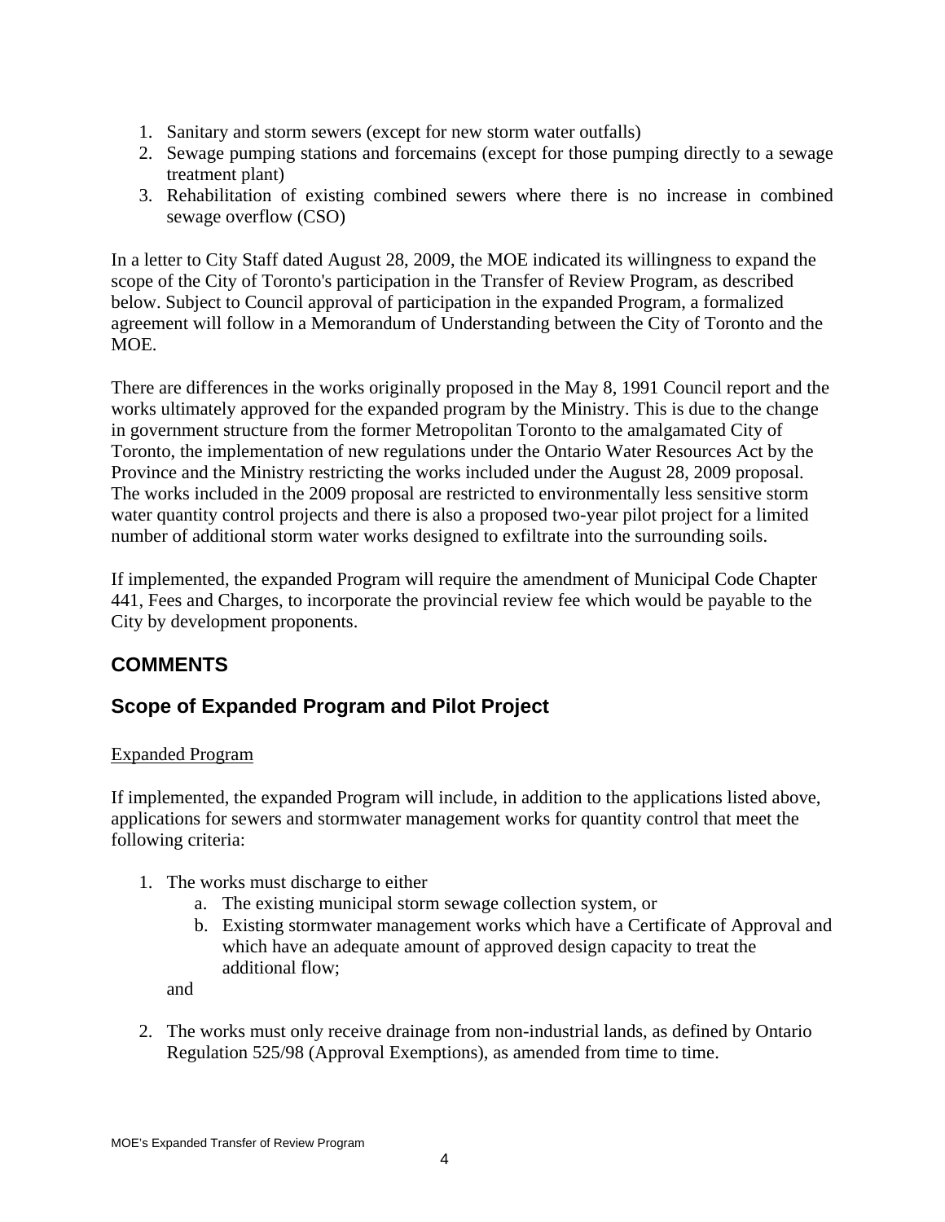1. Sanitary and storm sewers (except for new storm water outfalls)
2. Sewage pumping stations and forcemains (except for those pumping directly to a sewage treatment plant)
3. Rehabilitation of existing combined sewers where there is no increase in combined sewage overflow (CSO)

In a letter to City Staff dated August 28, 2009, the MOE indicated its willingness to expand the scope of the City of Toronto's participation in the Transfer of Review Program, as described below. Subject to Council approval of participation in the expanded Program, a formalized agreement will follow in a Memorandum of Understanding between the City of Toronto and the MOE.

There are differences in the works originally proposed in the May 8, 1991 Council report and the works ultimately approved for the expanded program by the Ministry. This is due to the change in government structure from the former Metropolitan Toronto to the amalgamated City of Toronto, the implementation of new regulations under the Ontario Water Resources Act by the Province and the Ministry restricting the works included under the August 28, 2009 proposal. The works included in the 2009 proposal are restricted to environmentally less sensitive storm water quantity control projects and there is also a proposed two-year pilot project for a limited number of additional storm water works designed to exfiltrate into the surrounding soils.

If implemented, the expanded Program will require the amendment of Municipal Code Chapter 441, Fees and Charges, to incorporate the provincial review fee which would be payable to the City by development proponents.

## COMMENTS

## Scope of Expanded Program and Pilot Project

Expanded Program

If implemented, the expanded Program will include, in addition to the applications listed above, applications for sewers and stormwater management works for quantity control that meet the following criteria:

1. The works must discharge to either
    a. The existing municipal storm sewage collection system, or
    b. Existing stormwater management works which have a Certificate of Approval and which have an adequate amount of approved design capacity to treat the additional flow;

    and

2. The works must only receive drainage from non-industrial lands, as defined by Ontario Regulation 525/98 (Approval Exemptions), as amended from time to time.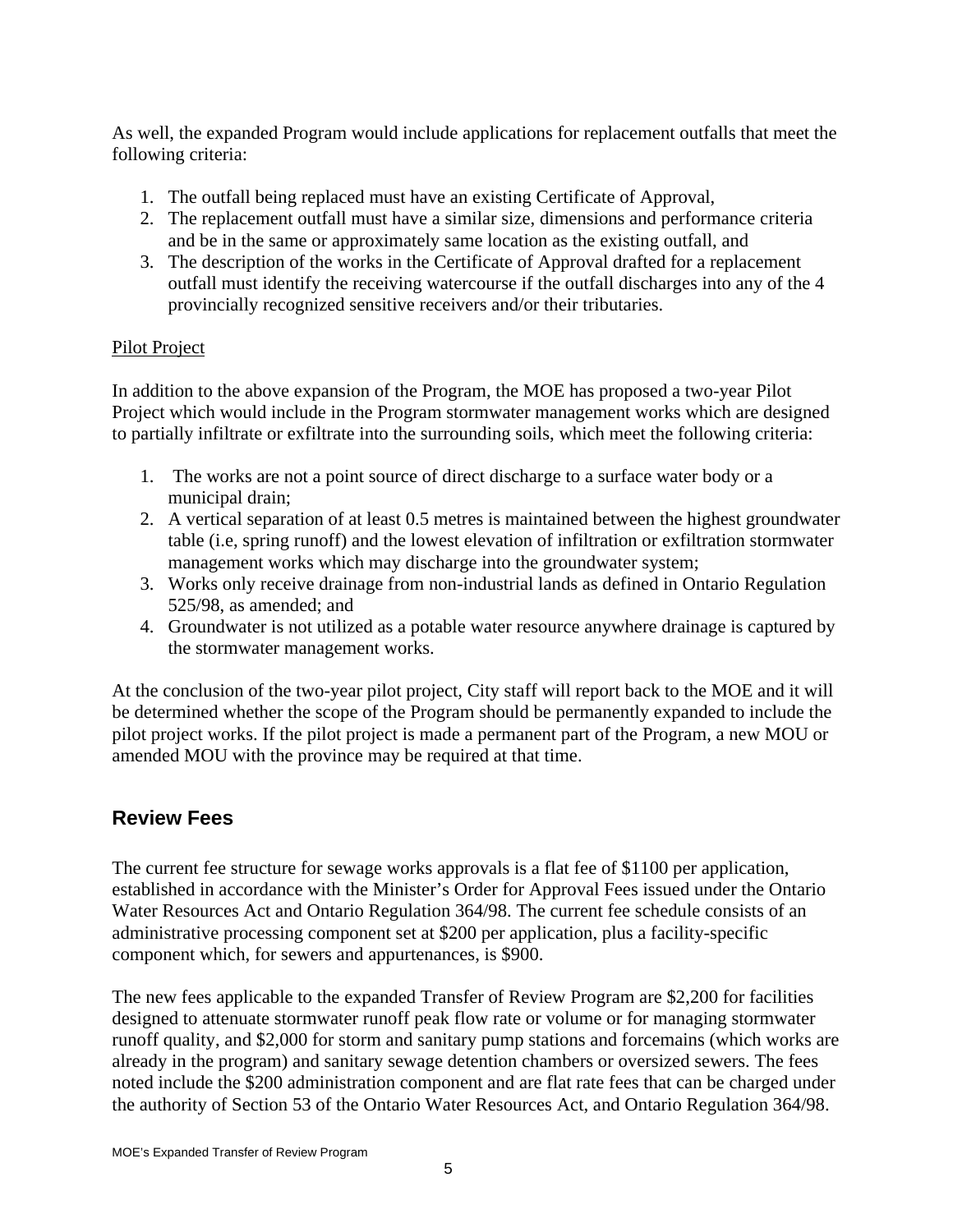As well, the expanded Program would include applications for replacement outfalls that meet the following criteria:

1. The outfall being replaced must have an existing Certificate of Approval,
2. The replacement outfall must have a similar size, dimensions and performance criteria and be in the same or approximately same location as the existing outfall, and
3. The description of the works in the Certificate of Approval drafted for a replacement outfall must identify the receiving watercourse if the outfall discharges into any of the 4 provincially recognized sensitive receivers and/or their tributaries.

Pilot Project

In addition to the above expansion of the Program, the MOE has proposed a two-year Pilot Project which would include in the Program stormwater management works which are designed to partially infiltrate or exfiltrate into the surrounding soils, which meet the following criteria:

1. The works are not a point source of direct discharge to a surface water body or a municipal drain;
2. A vertical separation of at least 0.5 metres is maintained between the highest groundwater table (i.e, spring runoff) and the lowest elevation of infiltration or exfiltration stormwater management works which may discharge into the groundwater system;
3. Works only receive drainage from non-industrial lands as defined in Ontario Regulation 525/98, as amended; and
4. Groundwater is not utilized as a potable water resource anywhere drainage is captured by the stormwater management works.

At the conclusion of the two-year pilot project, City staff will report back to the MOE and it will be determined whether the scope of the Program should be permanently expanded to include the pilot project works. If the pilot project is made a permanent part of the Program, a new MOU or amended MOU with the province may be required at that time.

## Review Fees

The current fee structure for sewage works approvals is a flat fee of $1100 per application, established in accordance with the Minister's Order for Approval Fees issued under the Ontario Water Resources Act and Ontario Regulation 364/98. The current fee schedule consists of an administrative processing component set at $200 per application, plus a facility-specific component which, for sewers and appurtenances, is $900.

The new fees applicable to the expanded Transfer of Review Program are $2,200 for facilities designed to attenuate stormwater runoff peak flow rate or volume or for managing stormwater runoff quality, and $2,000 for storm and sanitary pump stations and forcemains (which works are already in the program) and sanitary sewage detention chambers or oversized sewers. The fees noted include the $200 administration component and are flat rate fees that can be charged under the authority of Section 53 of the Ontario Water Resources Act, and Ontario Regulation 364/98.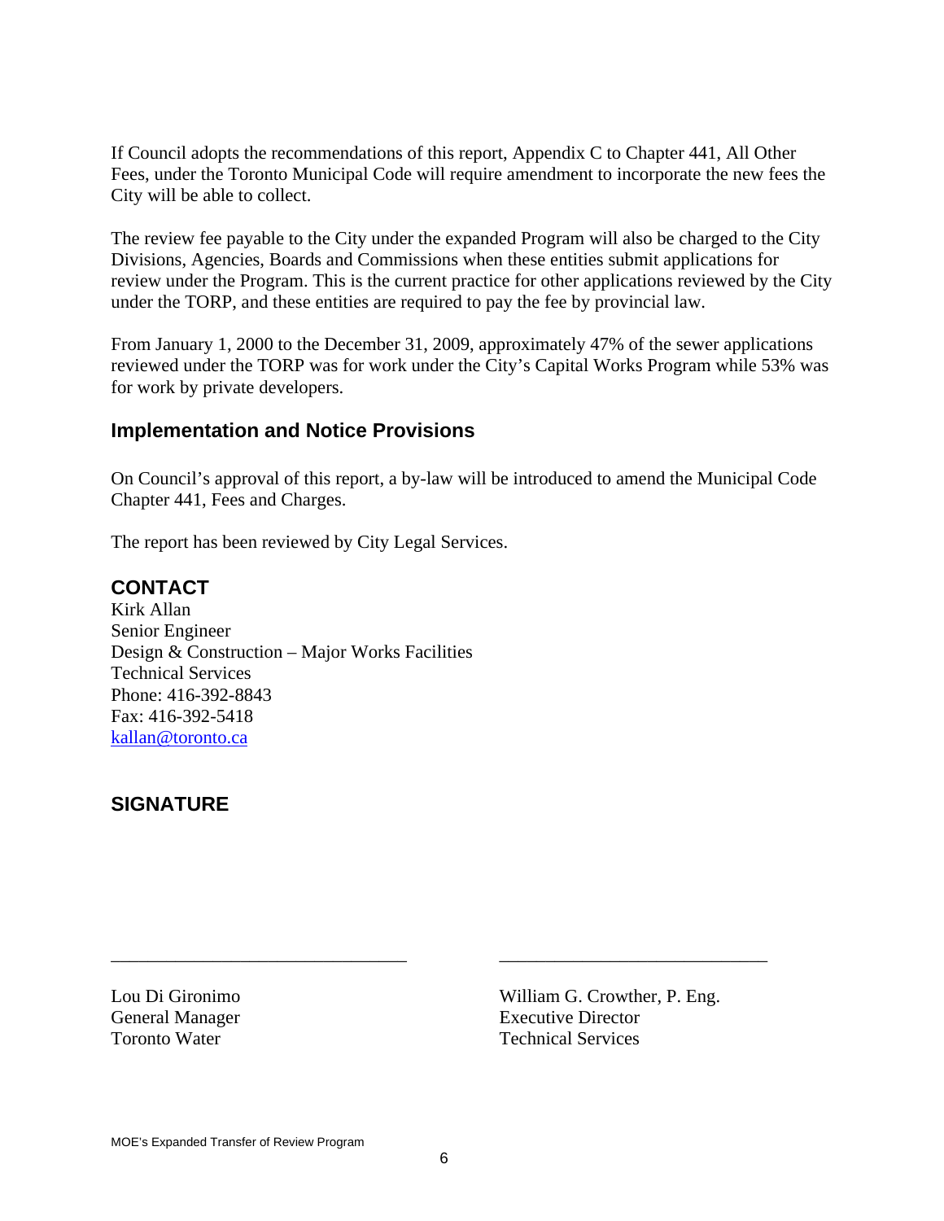If Council adopts the recommendations of this report, Appendix C to Chapter 441, All Other Fees, under the Toronto Municipal Code will require amendment to incorporate the new fees the City will be able to collect.

The review fee payable to the City under the expanded Program will also be charged to the City Divisions, Agencies, Boards and Commissions when these entities submit applications for review under the Program. This is the current practice for other applications reviewed by the City under the TORP, and these entities are required to pay the fee by provincial law.

From January 1, 2000 to the December 31, 2009, approximately 47% of the sewer applications reviewed under the TORP was for work under the City's Capital Works Program while 53% was for work by private developers.

## Implementation and Notice Provisions

On Council's approval of this report, a by-law will be introduced to amend the Municipal Code Chapter 441, Fees and Charges.

The report has been reviewed by City Legal Services.

## CONTACT

Kirk Allan
Senior Engineer
Design & Construction – Major Works Facilities
Technical Services
Phone: 416-392-8843
Fax: 416-392-5418
kallan@toronto.ca

## SIGNATURE

_______________________________

Lou Di Gironimo
General Manager
Toronto Water

_______________________________

William G. Crowther, P. Eng.
Executive Director
Technical Services